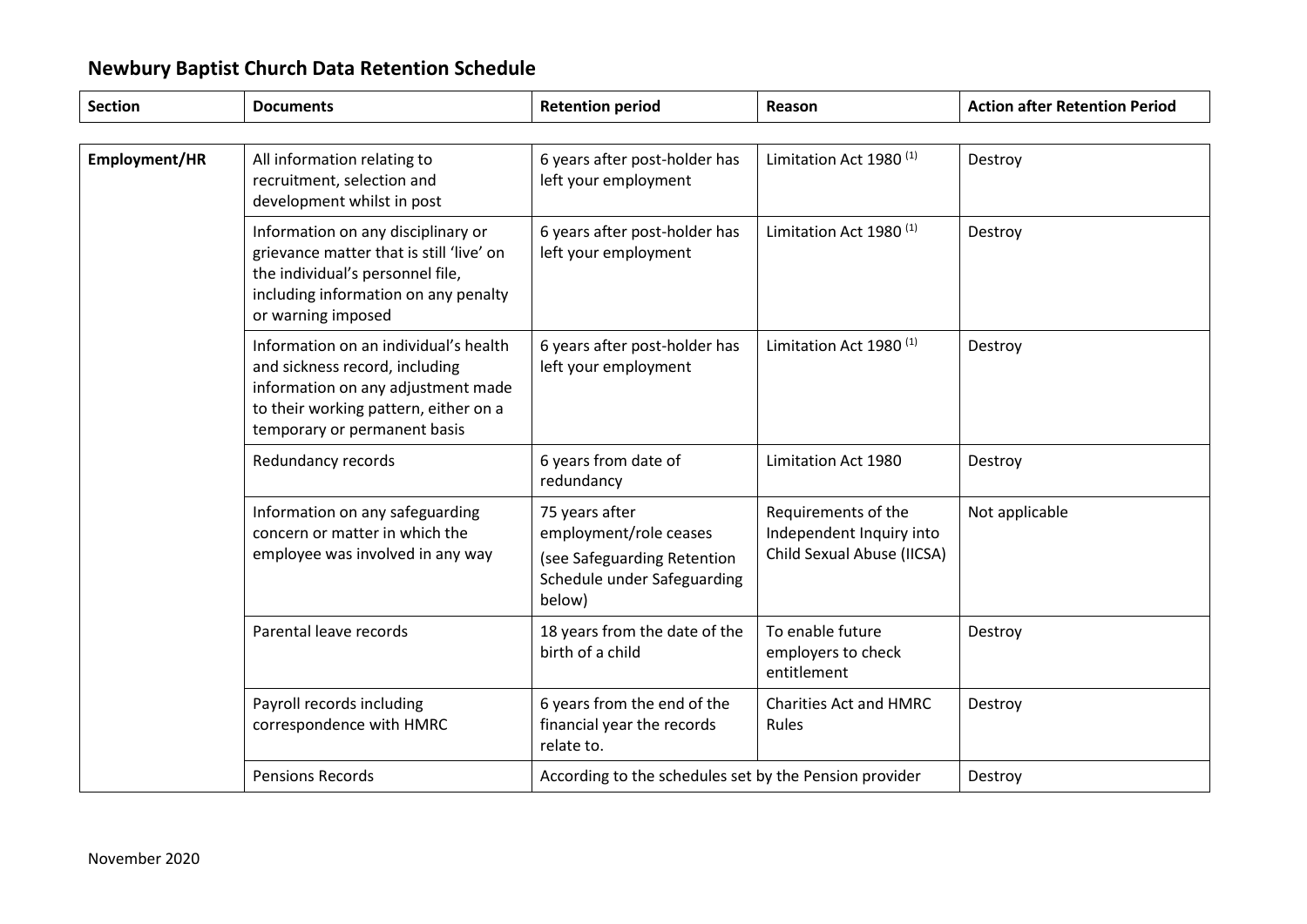# Newbury Baptist Church Data Retention Schedule

| Section | Documents | Retention period | Reason | Action after Retention Period |
|---|---|---|---|---|
| Employment/HR | All information relating to recruitment, selection and development whilst in post | 6 years after post-holder has left your employment | Limitation Act 1980 [(1)] | Destroy |
| | Information on any disciplinary or grievance matter that is still 'live' on the individual's personnel file, including information on any penalty or warning imposed | 6 years after post-holder has left your employment | Limitation Act 1980 [(1)] | Destroy |
| | Information on an individual's health and sickness record, including information on any adjustment made to their working pattern, either on a temporary or permanent basis | 6 years after post-holder has left your employment | Limitation Act 1980 [(1)] | Destroy |
| | Redundancy records | 6 years from date of redundancy | Limitation Act 1980 | Destroy |
| | Information on any safeguarding concern or matter in which the employee was involved in any way | 75 years after employment/role ceases<br>(see Safeguarding Retention Schedule under Safeguarding below) | Requirements of the Independent Inquiry into Child Sexual Abuse (IICSA) | Not applicable |
| | Parental leave records | 18 years from the date of the birth of a child | To enable future employers to check entitlement | Destroy |
| | Payroll records including correspondence with HMRC | 6 years from the end of the financial year the records relate to. | Charities Act and HMRC Rules | Destroy |
| | Pensions Records | According to the schedules set by the Pension provider | | Destroy |

November 2020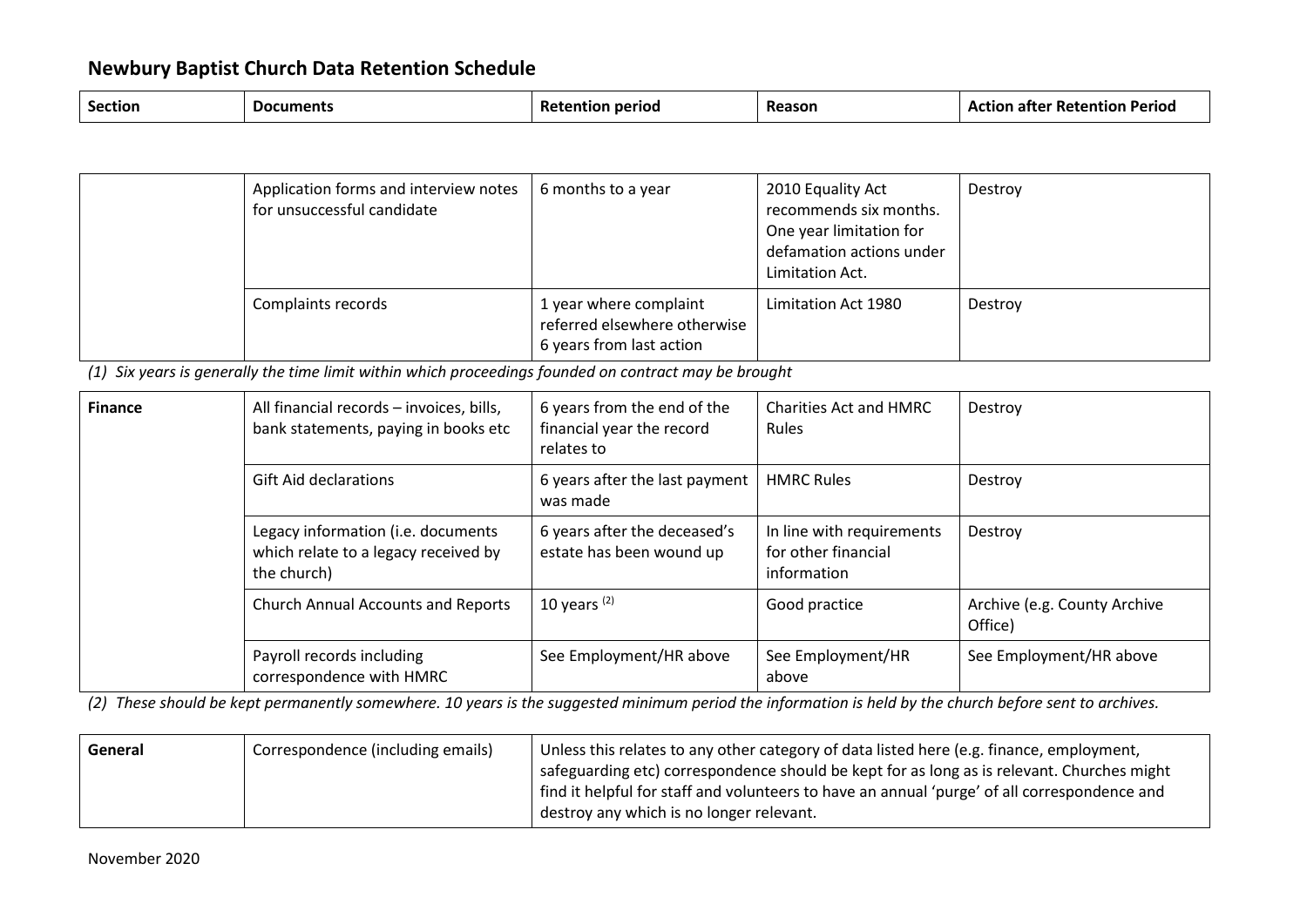## Newbury Baptist Church Data Retention Schedule

| Section | Documents | Retention period | Reason | Action after Retention Period |
|---|---|---|---|---|
| | Application forms and interview notes for unsuccessful candidate | 6 months to a year | 2010 Equality Act recommends six months. One year limitation for defamation actions under Limitation Act. | Destroy |
| | Complaints records | 1 year where complaint referred elsewhere otherwise 6 years from last action | Limitation Act 1980 | Destroy |

*(1) Six years is generally the time limit within which proceedings founded on contract may be brought*

| Section | Documents | Retention period | Reason | Action after Retention Period |
|---|---|---|---|---|
| **Finance** | All financial records – invoices, bills, bank statements, paying in books etc | 6 years from the end of the financial year the record relates to | Charities Act and HMRC Rules | Destroy |
| | Gift Aid declarations | 6 years after the last payment was made | HMRC Rules | Destroy |
| | Legacy information (i.e. documents which relate to a legacy received by the church) | 6 years after the deceased's estate has been wound up | In line with requirements for other financial information | Destroy |
| | Church Annual Accounts and Reports | 10 years [(2)] | Good practice | Archive (e.g. County Archive Office) |
| | Payroll records including correspondence with HMRC | See Employment/HR above | See Employment/HR above | See Employment/HR above |

*(2) These should be kept permanently somewhere. 10 years is the suggested minimum period the information is held by the church before sent to archives.*

| Section | Documents | Details |
|---|---|---|
| **General** | Correspondence (including emails) | Unless this relates to any other category of data listed here (e.g. finance, employment, safeguarding etc) correspondence should be kept for as long as is relevant. Churches might find it helpful for staff and volunteers to have an annual 'purge' of all correspondence and destroy any which is no longer relevant. |

November 2020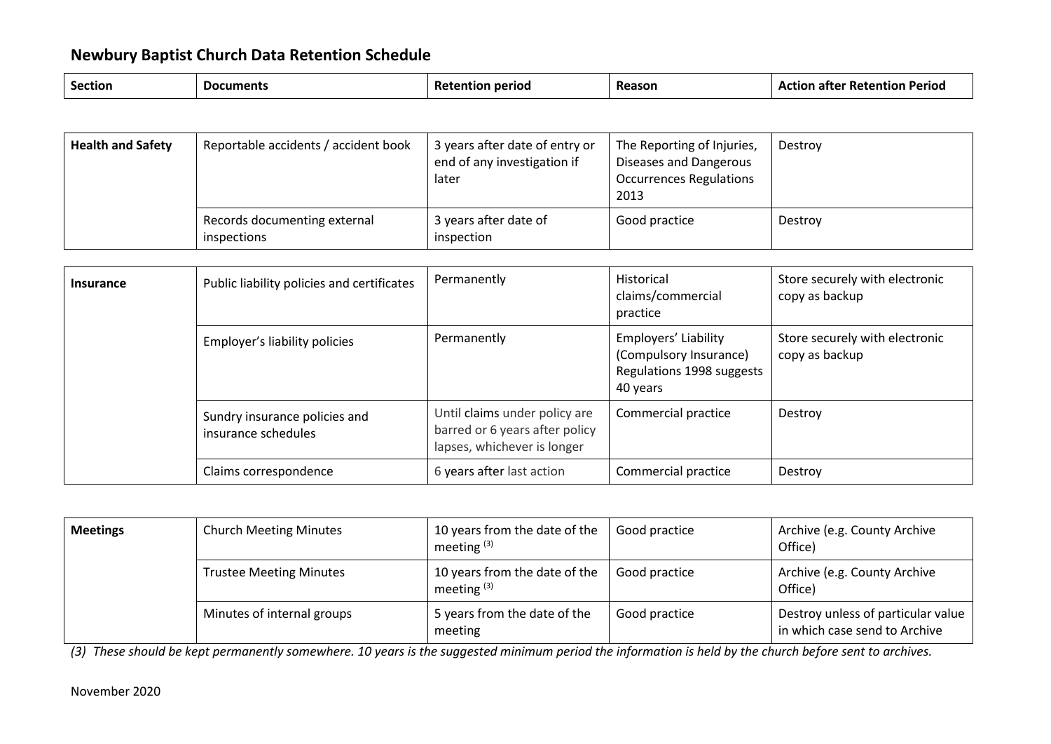## Newbury Baptist Church Data Retention Schedule

| Section | Documents | Retention period | Reason | Action after Retention Period |
|---|---|---|---|---|
| **Health and Safety** | Reportable accidents / accident book | 3 years after date of entry or end of any investigation if later | The Reporting of Injuries, Diseases and Dangerous Occurrences Regulations 2013 | Destroy |
| | Records documenting external inspections | 3 years after date of inspection | Good practice | Destroy |
| **Insurance** | Public liability policies and certificates | Permanently | Historical claims/commercial practice | Store securely with electronic copy as backup |
| | Employer's liability policies | Permanently | Employers' Liability (Compulsory Insurance) Regulations 1998 suggests 40 years | Store securely with electronic copy as backup |
| | Sundry insurance policies and insurance schedules | Until claims under policy are barred or 6 years after policy lapses, whichever is longer | Commercial practice | Destroy |
| | Claims correspondence | 6 years after last action | Commercial practice | Destroy |
| **Meetings** | Church Meeting Minutes | 10 years from the date of the meeting [3] | Good practice | Archive (e.g. County Archive Office) |
| | Trustee Meeting Minutes | 10 years from the date of the meeting [3] | Good practice | Archive (e.g. County Archive Office) |
| | Minutes of internal groups | 5 years from the date of the meeting | Good practice | Destroy unless of particular value in which case send to Archive |

*(3) These should be kept permanently somewhere. 10 years is the suggested minimum period the information is held by the church before sent to archives.*

November 2020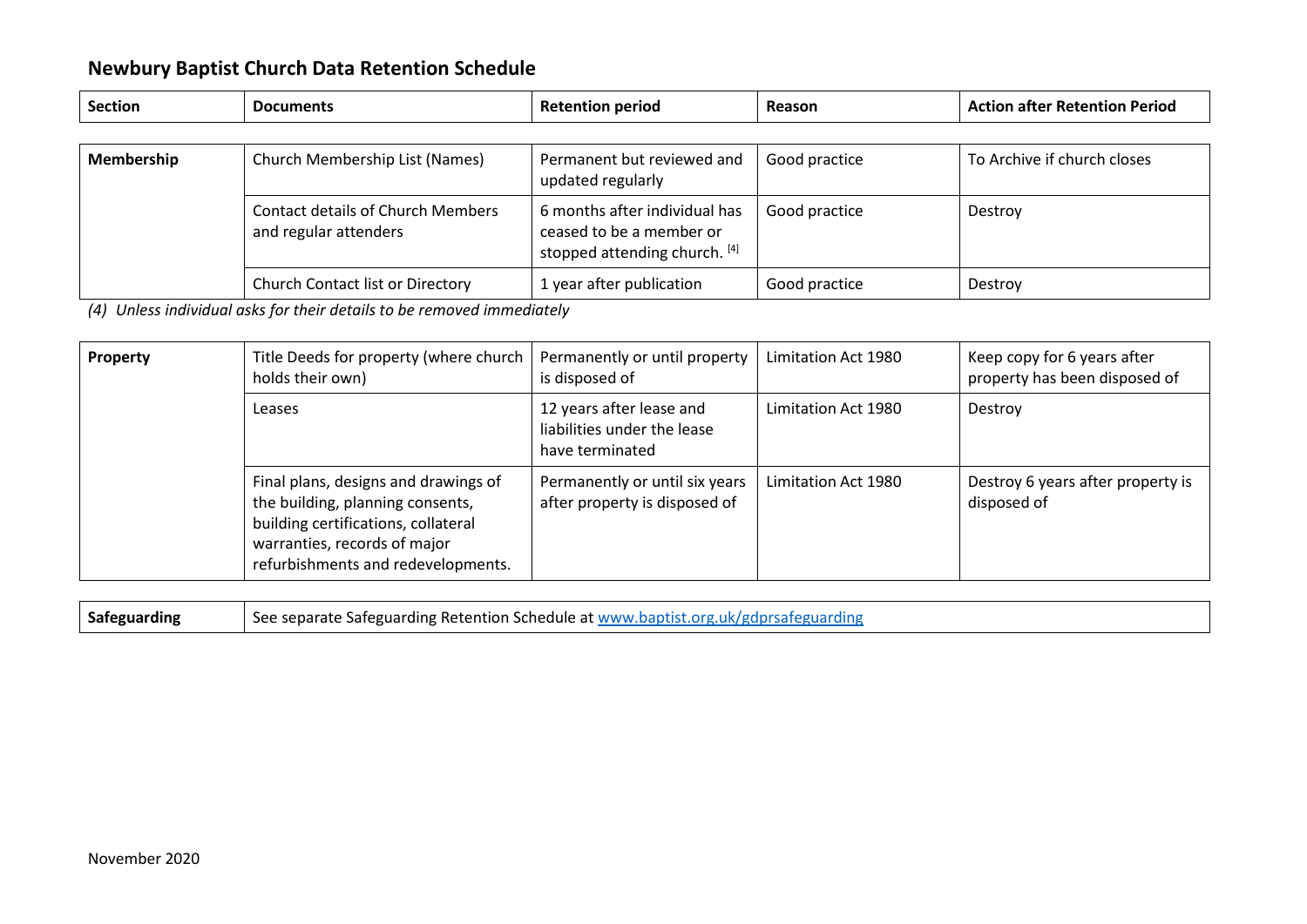# Newbury Baptist Church Data Retention Schedule

| Section | Documents | Retention period | Reason | Action after Retention Period |
|---|---|---|---|---|
| **Membership** | Church Membership List (Names) | Permanent but reviewed and updated regularly | Good practice | To Archive if church closes |
| | Contact details of Church Members and regular attenders | 6 months after individual has ceased to be a member or stopped attending church. [4] | Good practice | Destroy |
| | Church Contact list or Directory | 1 year after publication | Good practice | Destroy |

*(4) Unless individual asks for their details to be removed immediately*

| Section | Documents | Retention period | Reason | Action after Retention Period |
|---|---|---|---|---|
| **Property** | Title Deeds for property (where church holds their own) | Permanently or until property is disposed of | Limitation Act 1980 | Keep copy for 6 years after property has been disposed of |
| | Leases | 12 years after lease and liabilities under the lease have terminated | Limitation Act 1980 | Destroy |
| | Final plans, designs and drawings of the building, planning consents, building certifications, collateral warranties, records of major refurbishments and redevelopments. | Permanently or until six years after property is disposed of | Limitation Act 1980 | Destroy 6 years after property is disposed of |

| | |
|---|---|
| **Safeguarding** | See separate Safeguarding Retention Schedule at [www.baptist.org.uk/gdprsafeguarding](http://www.baptist.org.uk/gdprsafeguarding) |

November 2020